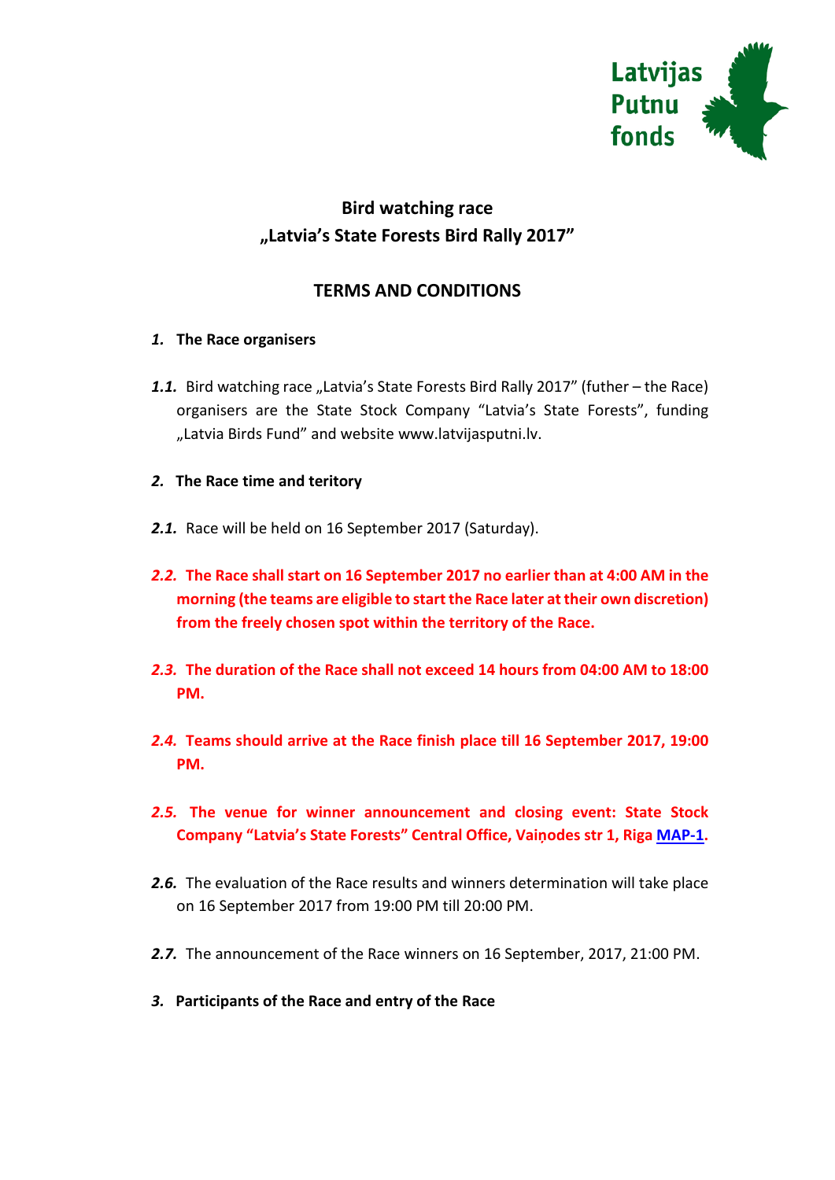Latvijas Putnu fonds

# Bird watching race „Latvia's State Forests Bird Rally 2017"

## TERMS AND CONDITIONS

***1.*** **The Race organisers**

***1.1.*** Bird watching race „Latvia's State Forests Bird Rally 2017" (futher – the Race) organisers are the State Stock Company "Latvia's State Forests", funding „Latvia Birds Fund" and website www.latvijasputni.lv.

***2.*** **The Race time and teritory**

***2.1.*** Race will be held on 16 September 2017 (Saturday).

***2.2.*** **The Race shall start on 16 September 2017 no earlier than at 4:00 AM in the morning (the teams are eligible to start the Race later at their own discretion) from the freely chosen spot within the territory of the Race.**

***2.3.*** **The duration of the Race shall not exceed 14 hours from 04:00 AM to 18:00 PM.**

***2.4.*** **Teams should arrive at the Race finish place till 16 September 2017, 19:00 PM.**

***2.5.*** **The venue for winner announcement and closing event: State Stock Company "Latvia's State Forests" Central Office, Vaiņodes str 1, Riga MAP-1.**

***2.6.*** The evaluation of the Race results and winners determination will take place on 16 September 2017 from 19:00 PM till 20:00 PM.

***2.7.*** The announcement of the Race winners on 16 September, 2017, 21:00 PM.

***3.*** **Participants of the Race and entry of the Race**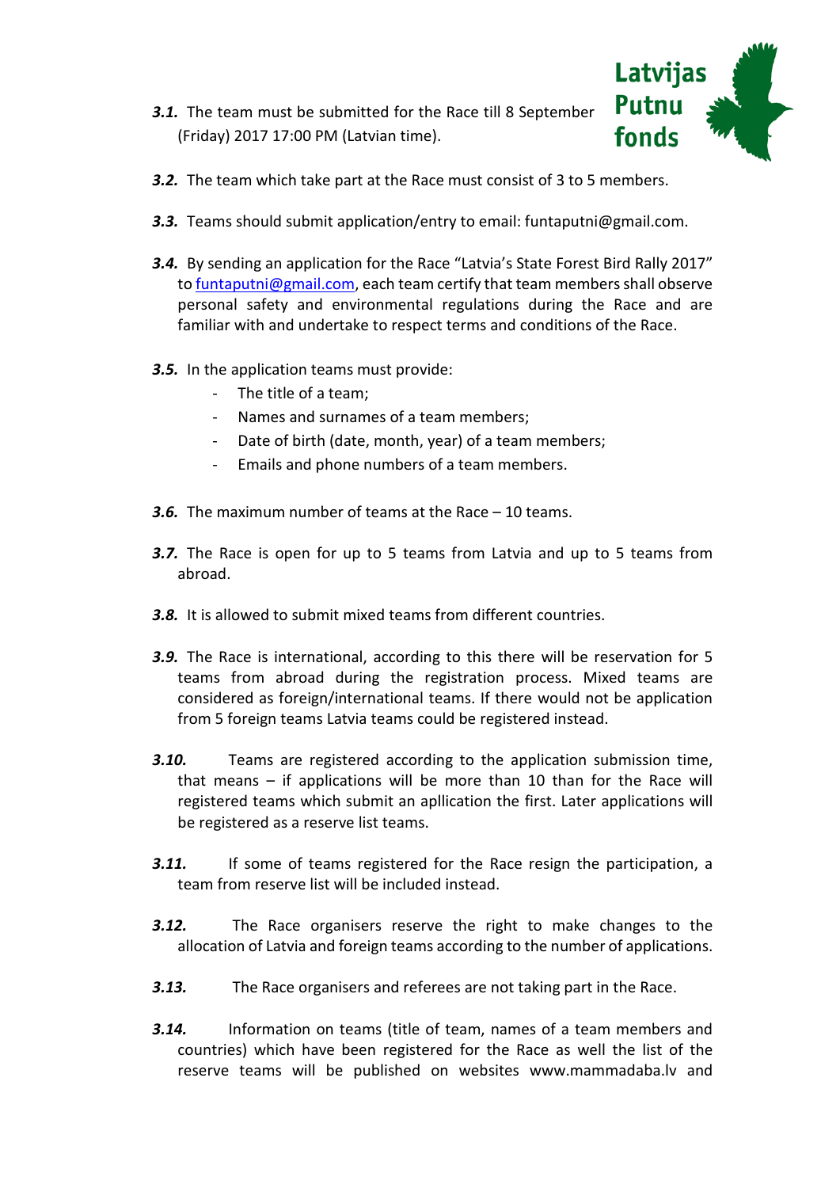***3.1.*** The team must be submitted for the Race till 8 September (Friday) 2017 17:00 PM (Latvian time).

***3.2.*** The team which take part at the Race must consist of 3 to 5 members.

***3.3.*** Teams should submit application/entry to email: funtaputni@gmail.com.

***3.4.*** By sending an application for the Race "Latvia's State Forest Bird Rally 2017" to funtaputni@gmail.com, each team certify that team members shall observe personal safety and environmental regulations during the Race and are familiar with and undertake to respect terms and conditions of the Race.

***3.5.*** In the application teams must provide:

- The title of a team;
- Names and surnames of a team members;
- Date of birth (date, month, year) of a team members;
- Emails and phone numbers of a team members.

***3.6.*** The maximum number of teams at the Race – 10 teams.

***3.7.*** The Race is open for up to 5 teams from Latvia and up to 5 teams from abroad.

***3.8.*** It is allowed to submit mixed teams from different countries.

***3.9.*** The Race is international, according to this there will be reservation for 5 teams from abroad during the registration process. Mixed teams are considered as foreign/international teams. If there would not be application from 5 foreign teams Latvia teams could be registered instead.

***3.10.*** Teams are registered according to the application submission time, that means – if applications will be more than 10 than for the Race will registered teams which submit an apllication the first. Later applications will be registered as a reserve list teams.

***3.11.*** If some of teams registered for the Race resign the participation, a team from reserve list will be included instead.

***3.12.*** The Race organisers reserve the right to make changes to the allocation of Latvia and foreign teams according to the number of applications.

***3.13.*** The Race organisers and referees are not taking part in the Race.

***3.14.*** Information on teams (title of team, names of a team members and countries) which have been registered for the Race as well the list of the reserve teams will be published on websites www.mammadaba.lv and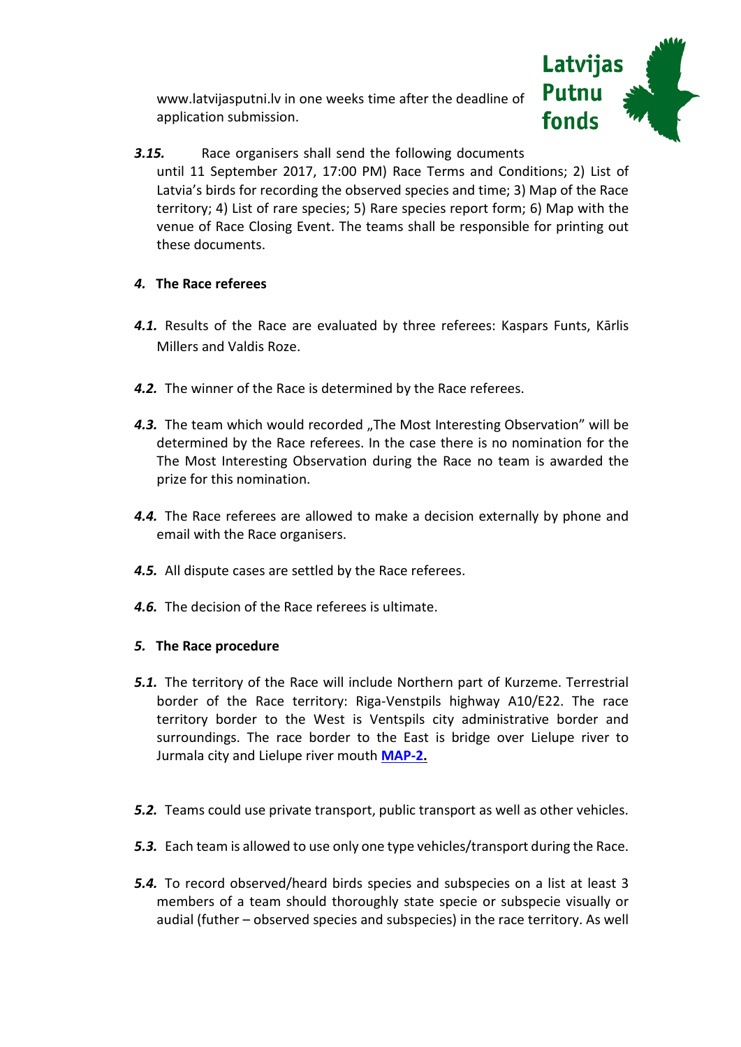www.latvijasputni.lv in one weeks time after the deadline of application submission.

***3.15.*** Race organisers shall send the following documents until 11 September 2017, 17:00 PM) Race Terms and Conditions; 2) List of Latvia's birds for recording the observed species and time; 3) Map of the Race territory; 4) List of rare species; 5) Rare species report form; 6) Map with the venue of Race Closing Event. The teams shall be responsible for printing out these documents.

## *4.* The Race referees

***4.1.*** Results of the Race are evaluated by three referees: Kaspars Funts, Kārlis Millers and Valdis Roze.

***4.2.*** The winner of the Race is determined by the Race referees.

***4.3.*** The team which would recorded „The Most Interesting Observation" will be determined by the Race referees. In the case there is no nomination for the The Most Interesting Observation during the Race no team is awarded the prize for this nomination.

***4.4.*** The Race referees are allowed to make a decision externally by phone and email with the Race organisers.

***4.5.*** All dispute cases are settled by the Race referees.

***4.6.*** The decision of the Race referees is ultimate.

## *5.* The Race procedure

***5.1.*** The territory of the Race will include Northern part of Kurzeme. Terrestrial border of the Race territory: Riga-Venstpils highway A10/E22. The race territory border to the West is Ventspils city administrative border and surroundings. The race border to the East is bridge over Lielupe river to Jurmala city and Lielupe river mouth **MAP-2.**

***5.2.*** Teams could use private transport, public transport as well as other vehicles.

***5.3.*** Each team is allowed to use only one type vehicles/transport during the Race.

***5.4.*** To record observed/heard birds species and subspecies on a list at least 3 members of a team should thoroughly state specie or subspecie visually or audial (futher – observed species and subspecies) in the race territory. As well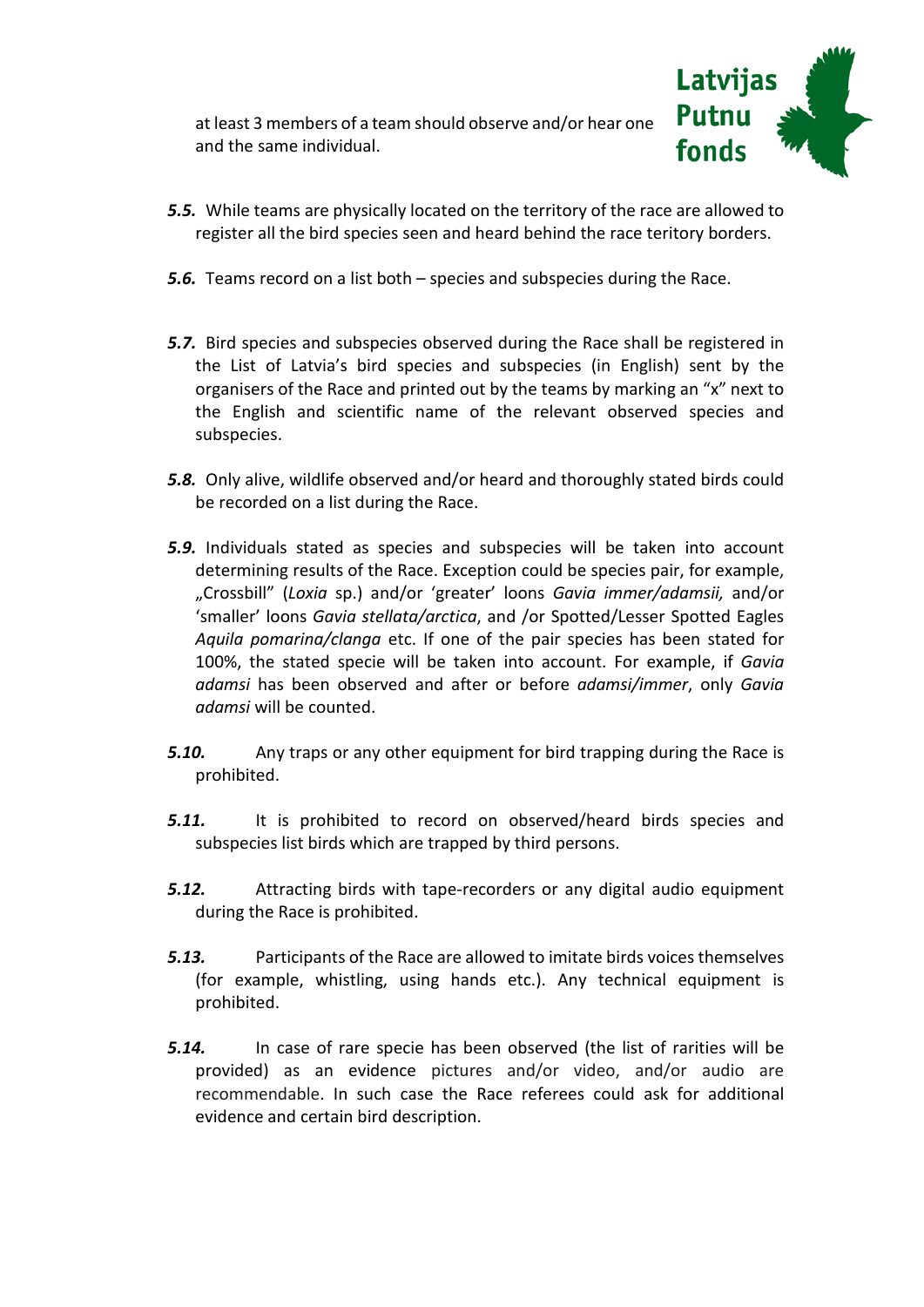at least 3 members of a team should observe and/or hear one and the same individual.

***5.5.*** While teams are physically located on the territory of the race are allowed to register all the bird species seen and heard behind the race teritory borders.

***5.6.*** Teams record on a list both – species and subspecies during the Race.

***5.7.*** Bird species and subspecies observed during the Race shall be registered in the List of Latvia's bird species and subspecies (in English) sent by the organisers of the Race and printed out by the teams by marking an "x" next to the English and scientific name of the relevant observed species and subspecies.

***5.8.*** Only alive, wildlife observed and/or heard and thoroughly stated birds could be recorded on a list during the Race.

***5.9.*** Individuals stated as species and subspecies will be taken into account determining results of the Race. Exception could be species pair, for example, „Crossbill" (*Loxia* sp.) and/or 'greater' loons *Gavia immer/adamsii,* and/or 'smaller' loons *Gavia stellata/arctica*, and /or Spotted/Lesser Spotted Eagles *Aquila pomarina/clanga* etc. If one of the pair species has been stated for 100%, the stated specie will be taken into account. For example, if *Gavia adamsi* has been observed and after or before *adamsi/immer*, only *Gavia adamsi* will be counted.

***5.10.*** Any traps or any other equipment for bird trapping during the Race is prohibited.

***5.11.*** It is prohibited to record on observed/heard birds species and subspecies list birds which are trapped by third persons.

***5.12.*** Attracting birds with tape-recorders or any digital audio equipment during the Race is prohibited.

***5.13.*** Participants of the Race are allowed to imitate birds voices themselves (for example, whistling, using hands etc.). Any technical equipment is prohibited.

***5.14.*** In case of rare specie has been observed (the list of rarities will be provided) as an evidence pictures and/or video, and/or audio are recommendable. In such case the Race referees could ask for additional evidence and certain bird description.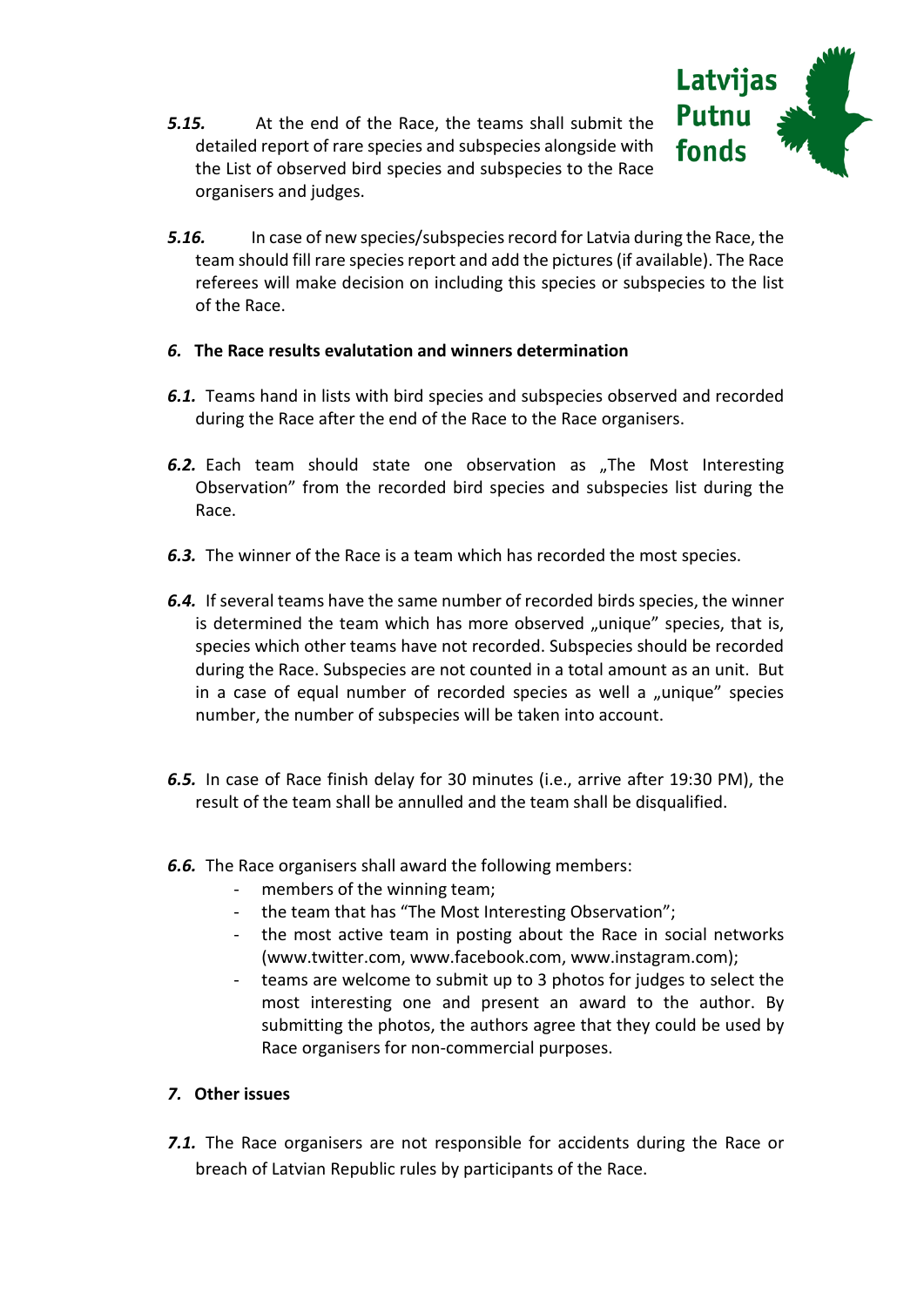***5.15.*** At the end of the Race, the teams shall submit the detailed report of rare species and subspecies alongside with the List of observed bird species and subspecies to the Race organisers and judges.

***5.16.*** In case of new species/subspecies record for Latvia during the Race, the team should fill rare species report and add the pictures (if available). The Race referees will make decision on including this species or subspecies to the list of the Race.

## *6.* The Race results evalutation and winners determination

***6.1.*** Teams hand in lists with bird species and subspecies observed and recorded during the Race after the end of the Race to the Race organisers.

***6.2.*** Each team should state one observation as „The Most Interesting Observation" from the recorded bird species and subspecies list during the Race.

***6.3.*** The winner of the Race is a team which has recorded the most species.

***6.4.*** If several teams have the same number of recorded birds species, the winner is determined the team which has more observed „unique" species, that is, species which other teams have not recorded. Subspecies should be recorded during the Race. Subspecies are not counted in a total amount as an unit. But in a case of equal number of recorded species as well a „unique" species number, the number of subspecies will be taken into account.

***6.5.*** In case of Race finish delay for 30 minutes (i.e., arrive after 19:30 PM), the result of the team shall be annulled and the team shall be disqualified.

***6.6.*** The Race organisers shall award the following members:

- members of the winning team;
- the team that has "The Most Interesting Observation";
- the most active team in posting about the Race in social networks (www.twitter.com, www.facebook.com, www.instagram.com);
- teams are welcome to submit up to 3 photos for judges to select the most interesting one and present an award to the author. By submitting the photos, the authors agree that they could be used by Race organisers for non-commercial purposes.

## *7.* Other issues

***7.1.*** The Race organisers are not responsible for accidents during the Race or breach of Latvian Republic rules by participants of the Race.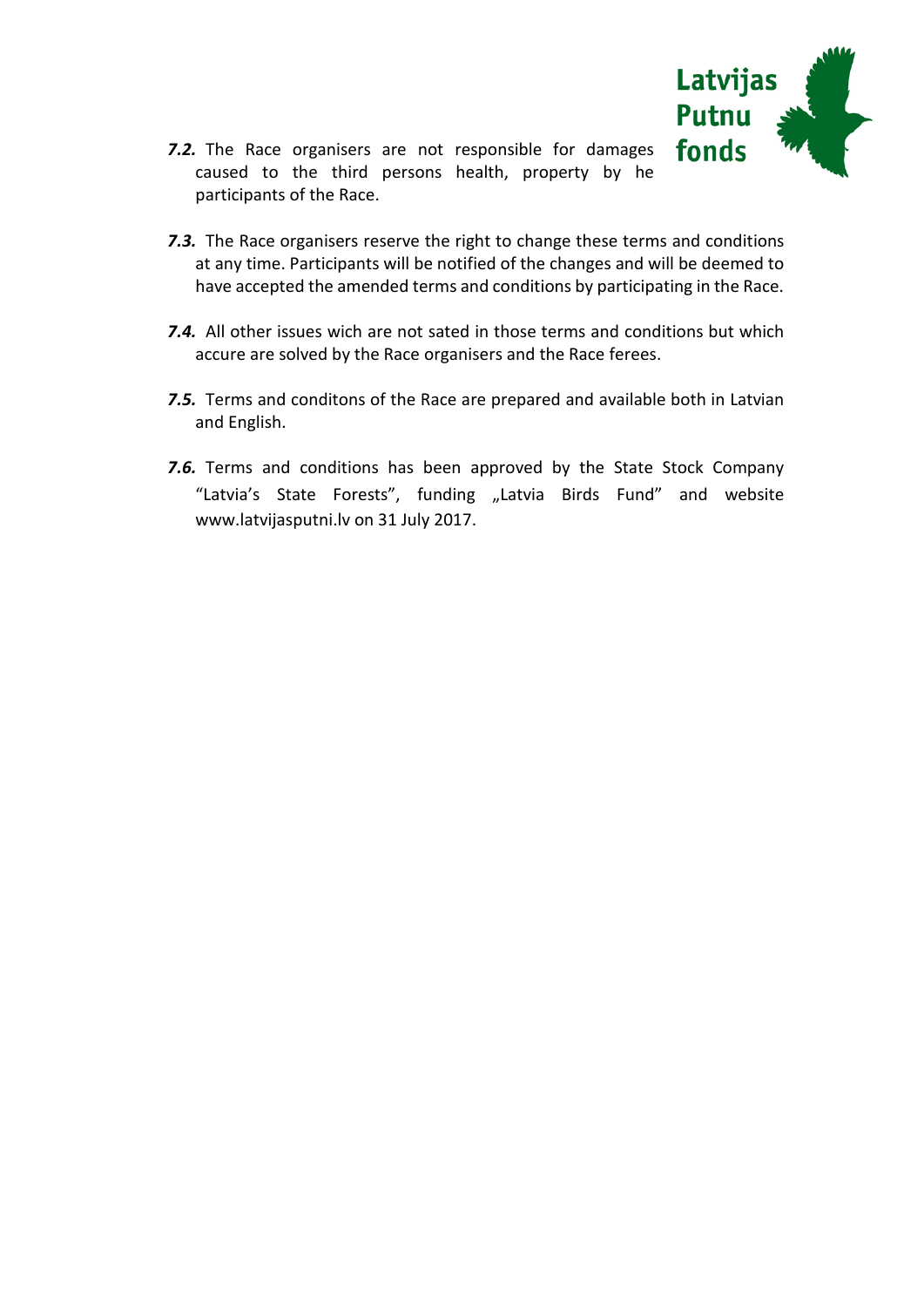**7.2.** The Race organisers are not responsible for damages caused to the third persons health, property by he participants of the Race.

**7.3.** The Race organisers reserve the right to change these terms and conditions at any time. Participants will be notified of the changes and will be deemed to have accepted the amended terms and conditions by participating in the Race.

**7.4.** All other issues wich are not sated in those terms and conditions but which accure are solved by the Race organisers and the Race ferees.

**7.5.** Terms and conditons of the Race are prepared and available both in Latvian and English.

**7.6.** Terms and conditions has been approved by the State Stock Company "Latvia's State Forests", funding „Latvia Birds Fund" and website www.latvijasputni.lv on 31 July 2017.